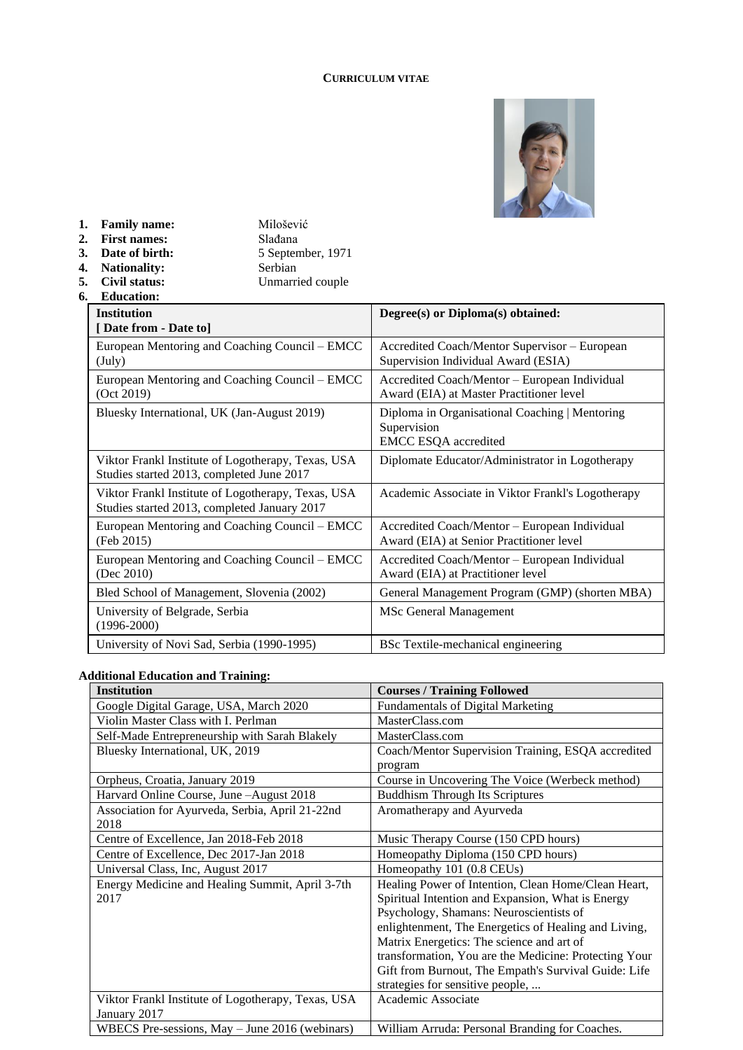**CURRICULUM VITAE**

1. **Family name:** Milošević
2. **First names:** Slađana
3. **Date of birth:** 5 September, 1971
4. **Nationality:** Serbian
5. **Civil status:** Unmarried couple
6. **Education:**

| **Institution**<br>**[ Date from - Date to]** | **Degree(s) or Diploma(s) obtained:** |
|---|---|
| European Mentoring and Coaching Council – EMCC (July) | Accredited Coach/Mentor Supervisor – European Supervision Individual Award (ESIA) |
| European Mentoring and Coaching Council – EMCC (Oct 2019) | Accredited Coach/Mentor – European Individual Award (EIA) at Master Practitioner level |
| Bluesky International, UK (Jan-August 2019) | Diploma in Organisational Coaching \| Mentoring Supervision<br>EMCC ESQA accredited |
| Viktor Frankl Institute of Logotherapy, Texas, USA<br>Studies started 2013, completed June 2017 | Diplomate Educator/Administrator in Logotherapy |
| Viktor Frankl Institute of Logotherapy, Texas, USA<br>Studies started 2013, completed January 2017 | Academic Associate in Viktor Frankl's Logotherapy |
| European Mentoring and Coaching Council – EMCC (Feb 2015) | Accredited Coach/Mentor – European Individual Award (EIA) at Senior Practitioner level |
| European Mentoring and Coaching Council – EMCC (Dec 2010) | Accredited Coach/Mentor – European Individual Award (EIA) at Practitioner level |
| Bled School of Management, Slovenia (2002) | General Management Program (GMP) (shorten MBA) |
| University of Belgrade, Serbia<br>(1996-2000) | MSc General Management |
| University of Novi Sad, Serbia (1990-1995) | BSc Textile-mechanical engineering |

**Additional Education and Training:**

| **Institution** | **Courses / Training Followed** |
|---|---|
| Google Digital Garage, USA, March 2020 | Fundamentals of Digital Marketing |
| Violin Master Class with I. Perlman | MasterClass.com |
| Self-Made Entrepreneurship with Sarah Blakely | MasterClass.com |
| Bluesky International, UK, 2019 | Coach/Mentor Supervision Training, ESQA accredited program |
| Orpheus, Croatia, January 2019 | Course in Uncovering The Voice (Werbeck method) |
| Harvard Online Course, June –August 2018 | Buddhism Through Its Scriptures |
| Association for Ayurveda, Serbia, April 21-22nd 2018 | Aromatherapy and Ayurveda |
| Centre of Excellence, Jan 2018-Feb 2018 | Music Therapy Course (150 CPD hours) |
| Centre of Excellence, Dec 2017-Jan 2018 | Homeopathy Diploma (150 CPD hours) |
| Universal Class, Inc, August 2017 | Homeopathy 101 (0.8 CEUs) |
| Energy Medicine and Healing Summit, April 3-7th 2017 | Healing Power of Intention, Clean Home/Clean Heart, Spiritual Intention and Expansion, What is Energy Psychology, Shamans: Neuroscientists of enlightenment, The Energetics of Healing and Living, Matrix Energetics: The science and art of transformation, You are the Medicine: Protecting Your Gift from Burnout, The Empath's Survival Guide: Life strategies for sensitive people, ... |
| Viktor Frankl Institute of Logotherapy, Texas, USA January 2017 | Academic Associate |
| WBECS Pre-sessions, May – June 2016 (webinars) | William Arruda: Personal Branding for Coaches. |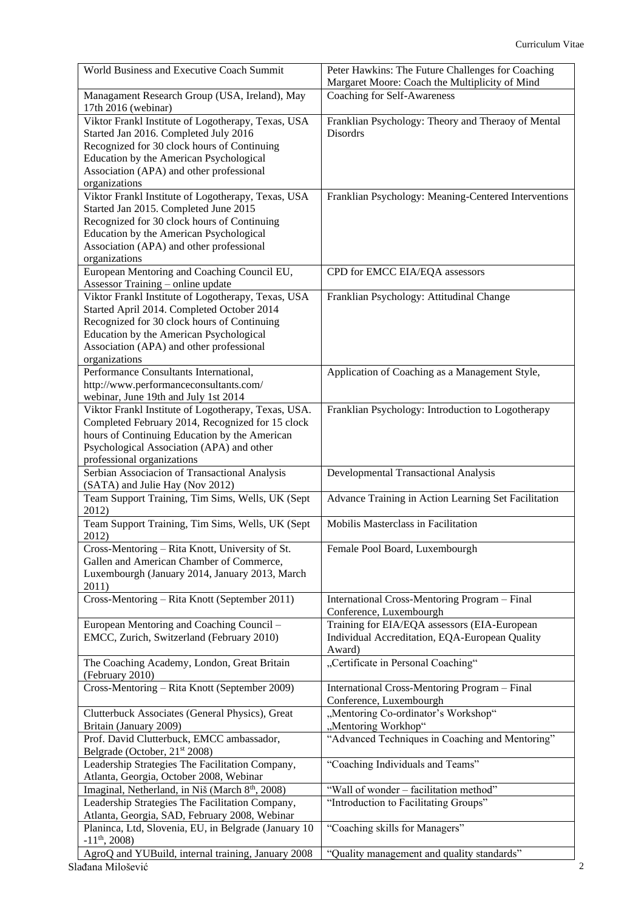| | |
|---|---|
| World Business and Executive Coach Summit | Peter Hawkins: The Future Challenges for Coaching<br>Margaret Moore: Coach the Multiplicity of Mind |
| Managament Research Group (USA, Ireland), May 17th 2016 (webinar) | Coaching for Self-Awareness |
| Viktor Frankl Institute of Logotherapy, Texas, USA Started Jan 2016. Completed July 2016 Recognized for 30 clock hours of Continuing Education by the American Psychological Association (APA) and other professional organizations | Franklian Psychology: Theory and Theraoy of Mental Disordrs |
| Viktor Frankl Institute of Logotherapy, Texas, USA Started Jan 2015. Completed June 2015 Recognized for 30 clock hours of Continuing Education by the American Psychological Association (APA) and other professional organizations | Franklian Psychology: Meaning-Centered Interventions |
| European Mentoring and Coaching Council EU, Assessor Training – online update | CPD for EMCC EIA/EQA assessors |
| Viktor Frankl Institute of Logotherapy, Texas, USA Started April 2014. Completed October 2014 Recognized for 30 clock hours of Continuing Education by the American Psychological Association (APA) and other professional organizations | Franklian Psychology: Attitudinal Change |
| Performance Consultants International, http://www.performanceconsultants.com/ webinar, June 19th and July 1st 2014 | Application of Coaching as a Management Style, |
| Viktor Frankl Institute of Logotherapy, Texas, USA. Completed February 2014, Recognized for 15 clock hours of Continuing Education by the American Psychological Association (APA) and other professional organizations | Franklian Psychology: Introduction to Logotherapy |
| Serbian Associacion of Transactional Analysis (SATA) and Julie Hay (Nov 2012) | Developmental Transactional Analysis |
| Team Support Training, Tim Sims, Wells, UK (Sept 2012) | Advance Training in Action Learning Set Facilitation |
| Team Support Training, Tim Sims, Wells, UK (Sept 2012) | Mobilis Masterclass in Facilitation |
| Cross-Mentoring – Rita Knott, University of St. Gallen and American Chamber of Commerce, Luxembourgh (January 2014, January 2013, March 2011) | Female Pool Board, Luxembourgh |
| Cross-Mentoring – Rita Knott (September 2011) | International Cross-Mentoring Program – Final Conference, Luxembourgh |
| European Mentoring and Coaching Council – EMCC, Zurich, Switzerland (February 2010) | Training for EIA/EQA assessors (EIA-European Individual Accreditation, EQA-European Quality Award) |
| The Coaching Academy, London, Great Britain (February 2010) | „Certificate in Personal Coaching" |
| Cross-Mentoring – Rita Knott (September 2009) | International Cross-Mentoring Program – Final Conference, Luxembourgh |
| Clutterbuck Associates (General Physics), Great Britain (January 2009) | „Mentoring Co-ordinator's Workshop"<br>„Mentoring Workhop" |
| Prof. David Clutterbuck, EMCC ambassador, Belgrade (October, 21st 2008) | "Advanced Techniques in Coaching and Mentoring" |
| Leadership Strategies The Facilitation Company, Atlanta, Georgia, October 2008, Webinar | "Coaching Individuals and Teams" |
| Imaginal, Netherland, in Niš (March 8th, 2008) | "Wall of wonder – facilitation method" |
| Leadership Strategies The Facilitation Company, Atlanta, Georgia, SAD, February 2008, Webinar | "Introduction to Facilitating Groups" |
| Planinca, Ltd, Slovenia, EU, in Belgrade (January 10 -11th, 2008) | "Coaching skills for Managers" |
| AgroQ and YUBuild, internal training, January 2008 | "Quality management and quality standards" |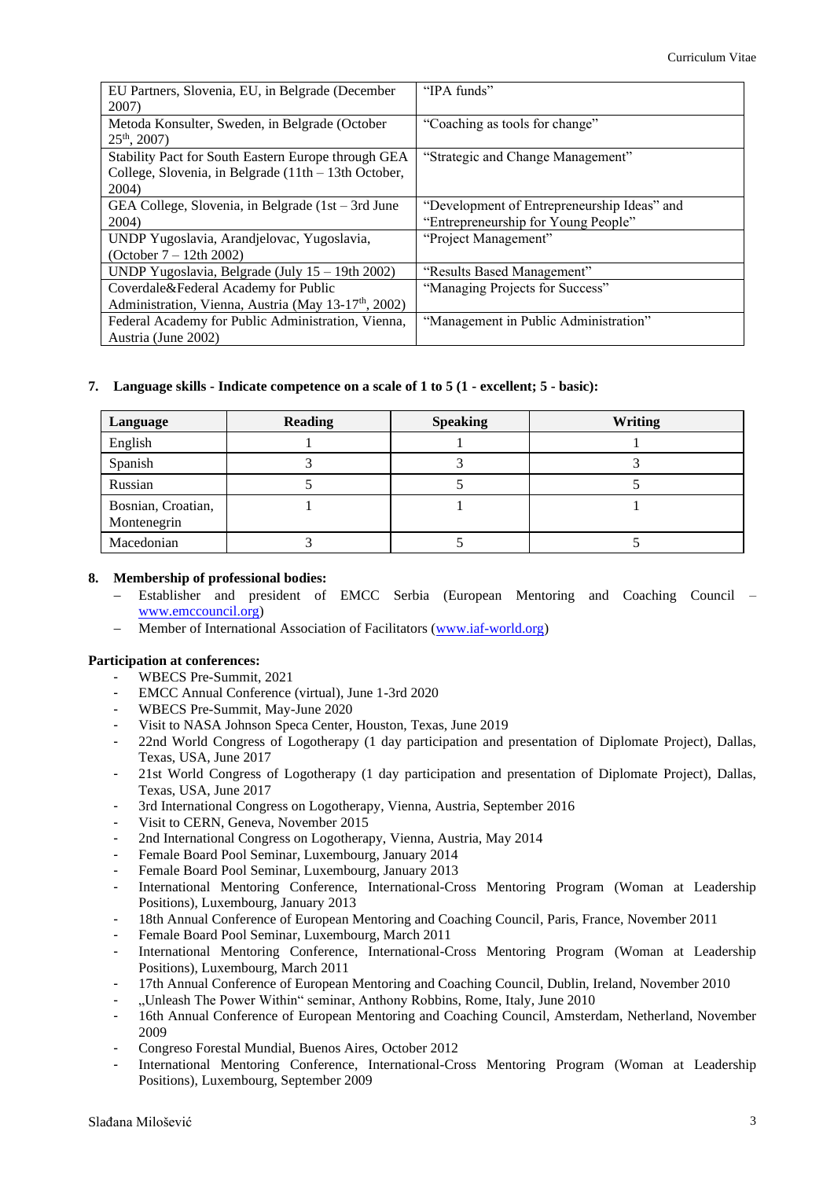| | |
|---|---|
| EU Partners, Slovenia, EU, in Belgrade (December 2007) | "IPA funds" |
| Metoda Konsulter, Sweden, in Belgrade (October 25th, 2007) | "Coaching as tools for change" |
| Stability Pact for South Eastern Europe through GEA College, Slovenia, in Belgrade (11th – 13th October, 2004) | "Strategic and Change Management" |
| GEA College, Slovenia, in Belgrade (1st – 3rd June 2004) | "Development of Entrepreneurship Ideas" and "Entrepreneurship for Young People" |
| UNDP Yugoslavia, Arandjelovac, Yugoslavia, (October 7 – 12th 2002) | "Project Management" |
| UNDP Yugoslavia, Belgrade (July 15 – 19th 2002) | "Results Based Management" |
| Coverdale&Federal Academy for Public Administration, Vienna, Austria (May 13-17th, 2002) | "Managing Projects for Success" |
| Federal Academy for Public Administration, Vienna, Austria (June 2002) | "Management in Public Administration" |

**7. Language skills - Indicate competence on a scale of 1 to 5 (1 - excellent; 5 - basic):**

| Language | Reading | Speaking | Writing |
|---|---|---|---|
| English | 1 | 1 | 1 |
| Spanish | 3 | 3 | 3 |
| Russian | 5 | 5 | 5 |
| Bosnian, Croatian, Montenegrin | 1 | 1 | 1 |
| Macedonian | 3 | 5 | 5 |

**8. Membership of professional bodies:**

- Establisher and president of EMCC Serbia (European Mentoring and Coaching Council – www.emccouncil.org)
- Member of International Association of Facilitators (www.iaf-world.org)

**Participation at conferences:**

- WBECS Pre-Summit, 2021
- EMCC Annual Conference (virtual), June 1-3rd 2020
- WBECS Pre-Summit, May-June 2020
- Visit to NASA Johnson Speca Center, Houston, Texas, June 2019
- 22nd World Congress of Logotherapy (1 day participation and presentation of Diplomate Project), Dallas, Texas, USA, June 2017
- 21st World Congress of Logotherapy (1 day participation and presentation of Diplomate Project), Dallas, Texas, USA, June 2017
- 3rd International Congress on Logotherapy, Vienna, Austria, September 2016
- Visit to CERN, Geneva, November 2015
- 2nd International Congress on Logotherapy, Vienna, Austria, May 2014
- Female Board Pool Seminar, Luxembourg, January 2014
- Female Board Pool Seminar, Luxembourg, January 2013
- International Mentoring Conference, International-Cross Mentoring Program (Woman at Leadership Positions), Luxembourg, January 2013
- 18th Annual Conference of European Mentoring and Coaching Council, Paris, France, November 2011
- Female Board Pool Seminar, Luxembourg, March 2011
- International Mentoring Conference, International-Cross Mentoring Program (Woman at Leadership Positions), Luxembourg, March 2011
- 17th Annual Conference of European Mentoring and Coaching Council, Dublin, Ireland, November 2010
- „Unleash The Power Within" seminar, Anthony Robbins, Rome, Italy, June 2010
- 16th Annual Conference of European Mentoring and Coaching Council, Amsterdam, Netherland, November 2009
- Congreso Forestal Mundial, Buenos Aires, October 2012
- International Mentoring Conference, International-Cross Mentoring Program (Woman at Leadership Positions), Luxembourg, September 2009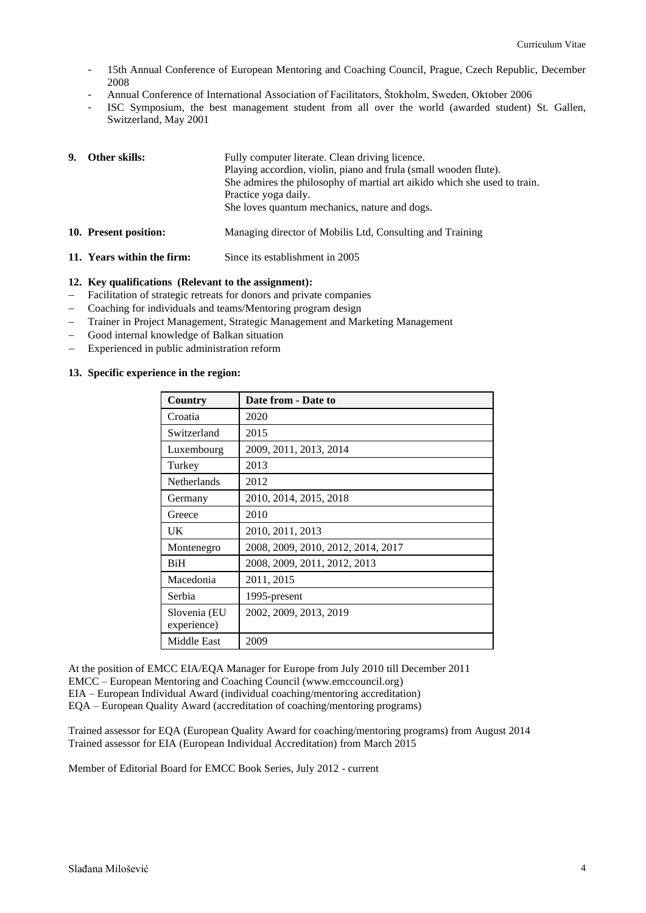- 15th Annual Conference of European Mentoring and Coaching Council, Prague, Czech Republic, December 2008
- Annual Conference of International Association of Facilitators, Štokholm, Sweden, Oktober 2006
- ISC Symposium, the best management student from all over the world (awarded student) St. Gallen, Switzerland, May 2001

**9. Other skills:** Fully computer literate. Clean driving licence.
Playing accordion, violin, piano and frula (small wooden flute).
She admires the philosophy of martial art aikido which she used to train.
Practice yoga daily.
She loves quantum mechanics, nature and dogs.

**10. Present position:** Managing director of Mobilis Ltd, Consulting and Training

**11. Years within the firm:** Since its establishment in 2005

**12. Key qualifications (Relevant to the assignment):**

- Facilitation of strategic retreats for donors and private companies
- Coaching for individuals and teams/Mentoring program design
- Trainer in Project Management, Strategic Management and Marketing Management
- Good internal knowledge of Balkan situation
- Experienced in public administration reform

**13. Specific experience in the region:**

| Country | Date from - Date to |
|---|---|
| Croatia | 2020 |
| Switzerland | 2015 |
| Luxembourg | 2009, 2011, 2013, 2014 |
| Turkey | 2013 |
| Netherlands | 2012 |
| Germany | 2010, 2014, 2015, 2018 |
| Greece | 2010 |
| UK | 2010, 2011, 2013 |
| Montenegro | 2008, 2009, 2010, 2012, 2014, 2017 |
| BiH | 2008, 2009, 2011, 2012, 2013 |
| Macedonia | 2011, 2015 |
| Serbia | 1995-present |
| Slovenia (EU experience) | 2002, 2009, 2013, 2019 |
| Middle East | 2009 |

At the position of EMCC EIA/EQA Manager for Europe from July 2010 till December 2011
EMCC – European Mentoring and Coaching Council (www.emccouncil.org)
EIA – European Individual Award (individual coaching/mentoring accreditation)
EQA – European Quality Award (accreditation of coaching/mentoring programs)

Trained assessor for EQA (European Quality Award for coaching/mentoring programs) from August 2014
Trained assessor for EIA (European Individual Accreditation) from March 2015

Member of Editorial Board for EMCC Book Series, July 2012 - current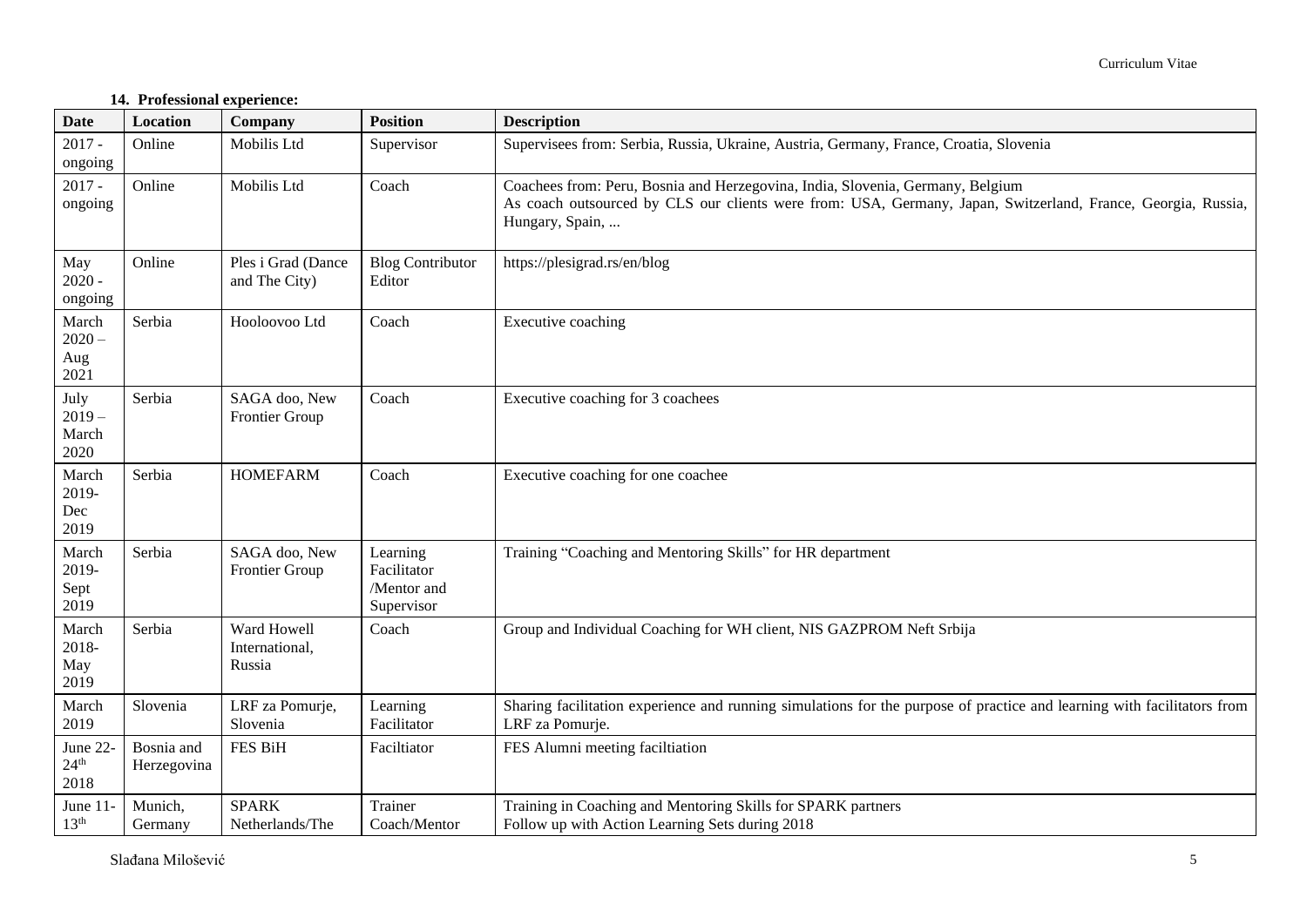**14. Professional experience:**

| Date | Location | Company | Position | Description |
|---|---|---|---|---|
| 2017 - ongoing | Online | Mobilis Ltd | Supervisor | Supervisees from: Serbia, Russia, Ukraine, Austria, Germany, France, Croatia, Slovenia |
| 2017 - ongoing | Online | Mobilis Ltd | Coach | Coachees from: Peru, Bosnia and Herzegovina, India, Slovenia, Germany, Belgium<br>As coach outsourced by CLS our clients were from: USA, Germany, Japan, Switzerland, France, Georgia, Russia, Hungary, Spain, ... |
| May 2020 - ongoing | Online | Ples i Grad (Dance and The City) | Blog Contributor Editor | https://plesigrad.rs/en/blog |
| March 2020 – Aug 2021 | Serbia | Hooloovoo Ltd | Coach | Executive coaching |
| July 2019 – March 2020 | Serbia | SAGA doo, New Frontier Group | Coach | Executive coaching for 3 coachees |
| March 2019- Dec 2019 | Serbia | HOMEFARM | Coach | Executive coaching for one coachee |
| March 2019- Sept 2019 | Serbia | SAGA doo, New Frontier Group | Learning Facilitator /Mentor and Supervisor | Training "Coaching and Mentoring Skills" for HR department |
| March 2018- May 2019 | Serbia | Ward Howell International, Russia | Coach | Group and Individual Coaching for WH client, NIS GAZPROM Neft Srbija |
| March 2019 | Slovenia | LRF za Pomurje, Slovenia | Learning Facilitator | Sharing facilitation experience and running simulations for the purpose of practice and learning with facilitators from LRF za Pomurje. |
| June 22-24th 2018 | Bosnia and Herzegovina | FES BiH | Faciltiator | FES Alumni meeting faciltiation |
| June 11-13th | Munich, Germany | SPARK Netherlands/The | Trainer Coach/Mentor | Training in Coaching and Mentoring Skills for SPARK partners<br>Follow up with Action Learning Sets during 2018 |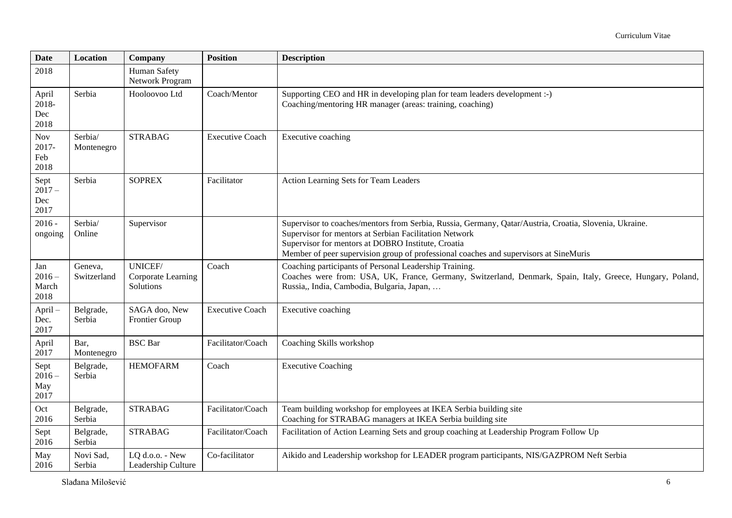| Date | Location | Company | Position | Description |
|---|---|---|---|---|
| 2018 | | Human Safety Network Program | | |
| April 2018- Dec 2018 | Serbia | Hooloovoo Ltd | Coach/Mentor | Supporting CEO and HR in developing plan for team leaders development :-)<br>Coaching/mentoring HR manager (areas: training, coaching) |
| Nov 2017- Feb 2018 | Serbia/ Montenegro | STRABAG | Executive Coach | Executive coaching |
| Sept 2017 – Dec 2017 | Serbia | SOPREX | Facilitator | Action Learning Sets for Team Leaders |
| 2016 - ongoing | Serbia/ Online | Supervisor | | Supervisor to coaches/mentors from Serbia, Russia, Germany, Qatar/Austria, Croatia, Slovenia, Ukraine.<br>Supervisor for mentors at Serbian Facilitation Network<br>Supervisor for mentors at DOBRO Institute, Croatia<br>Member of peer supervision group of professional coaches and supervisors at SineMuris |
| Jan 2016 – March 2018 | Geneva, Switzerland | UNICEF/ Corporate Learning Solutions | Coach | Coaching participants of Personal Leadership Training.<br>Coaches were from: USA, UK, France, Germany, Switzerland, Denmark, Spain, Italy, Greece, Hungary, Poland, Russia,, India, Cambodia, Bulgaria, Japan, … |
| April – Dec. 2017 | Belgrade, Serbia | SAGA doo, New Frontier Group | Executive Coach | Executive coaching |
| April 2017 | Bar, Montenegro | BSC Bar | Facilitator/Coach | Coaching Skills workshop |
| Sept 2016 – May 2017 | Belgrade, Serbia | HEMOFARM | Coach | Executive Coaching |
| Oct 2016 | Belgrade, Serbia | STRABAG | Facilitator/Coach | Team building workshop for employees at IKEA Serbia building site<br>Coaching for STRABAG managers at IKEA Serbia building site |
| Sept 2016 | Belgrade, Serbia | STRABAG | Facilitator/Coach | Facilitation of Action Learning Sets and group coaching at Leadership Program Follow Up |
| May 2016 | Novi Sad, Serbia | LQ d.o.o. - New Leadership Culture | Co-facilitator | Aikido and Leadership workshop for LEADER program participants, NIS/GAZPROM Neft Serbia |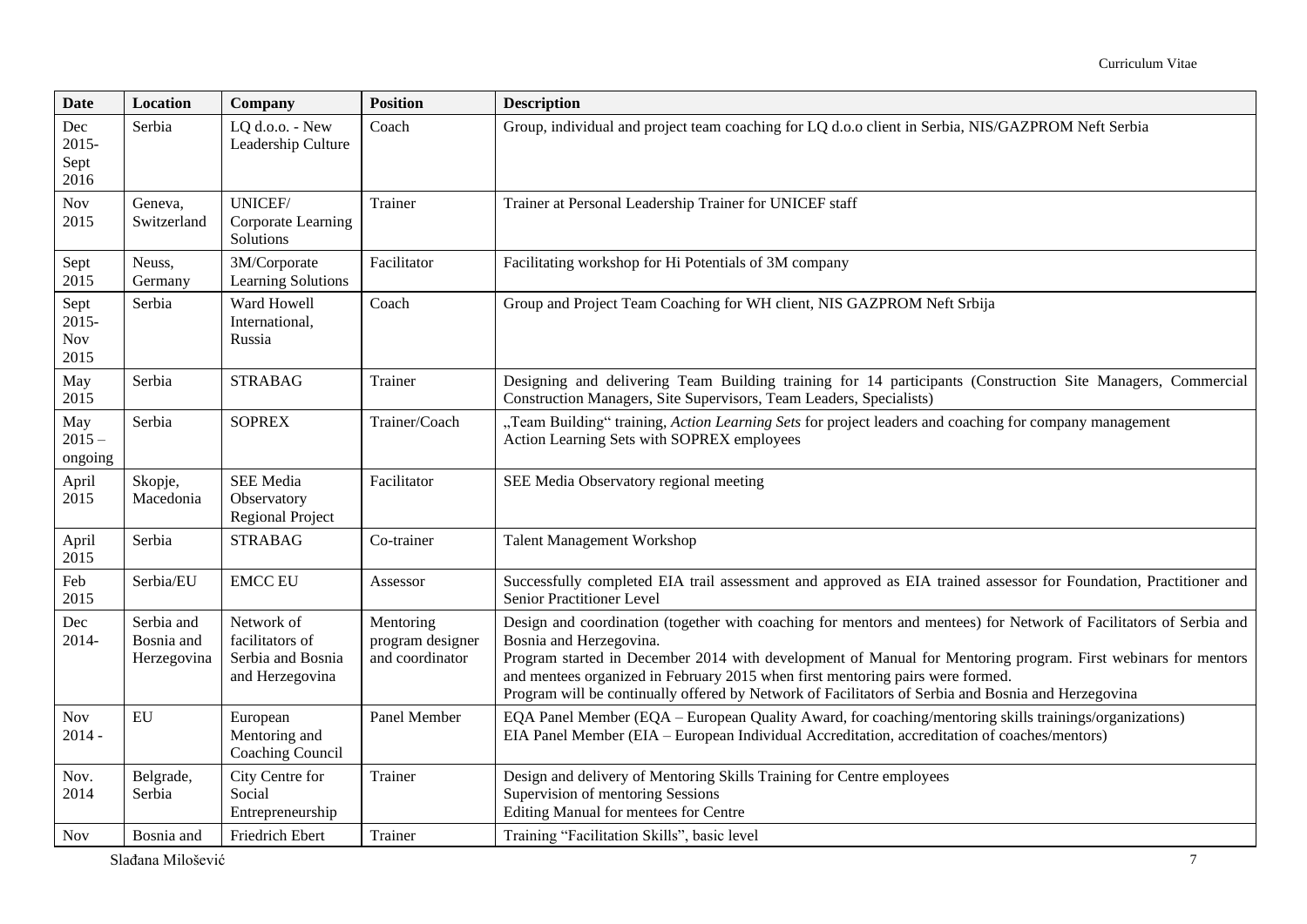| Date | Location | Company | Position | Description |
|---|---|---|---|---|
| Dec 2015- Sept 2016 | Serbia | LQ d.o.o. - New Leadership Culture | Coach | Group, individual and project team coaching for LQ d.o.o client in Serbia, NIS/GAZPROM Neft Serbia |
| Nov 2015 | Geneva, Switzerland | UNICEF/ Corporate Learning Solutions | Trainer | Trainer at Personal Leadership Trainer for UNICEF staff |
| Sept 2015 | Neuss, Germany | 3M/Corporate Learning Solutions | Facilitator | Facilitating workshop for Hi Potentials of 3M company |
| Sept 2015- Nov 2015 | Serbia | Ward Howell International, Russia | Coach | Group and Project Team Coaching for WH client, NIS GAZPROM Neft Srbija |
| May 2015 | Serbia | STRABAG | Trainer | Designing and delivering Team Building training for 14 participants (Construction Site Managers, Commercial Construction Managers, Site Supervisors, Team Leaders, Specialists) |
| May 2015 – ongoing | Serbia | SOPREX | Trainer/Coach | „Team Building" training, *Action Learning Sets* for project leaders and coaching for company management<br>Action Learning Sets with SOPREX employees |
| April 2015 | Skopje, Macedonia | SEE Media Observatory Regional Project | Facilitator | SEE Media Observatory regional meeting |
| April 2015 | Serbia | STRABAG | Co-trainer | Talent Management Workshop |
| Feb 2015 | Serbia/EU | EMCC EU | Assessor | Successfully completed EIA trail assessment and approved as EIA trained assessor for Foundation, Practitioner and Senior Practitioner Level |
| Dec 2014- | Serbia and Bosnia and Herzegovina | Network of facilitators of Serbia and Bosnia and Herzegovina | Mentoring program designer and coordinator | Design and coordination (together with coaching for mentors and mentees) for Network of Facilitators of Serbia and Bosnia and Herzegovina.<br>Program started in December 2014 with development of Manual for Mentoring program. First webinars for mentors and mentees organized in February 2015 when first mentoring pairs were formed.<br>Program will be continually offered by Network of Facilitators of Serbia and Bosnia and Herzegovina |
| Nov 2014 - | EU | European Mentoring and Coaching Council | Panel Member | EQA Panel Member (EQA – European Quality Award, for coaching/mentoring skills trainings/organizations)<br>EIA Panel Member (EIA – European Individual Accreditation, accreditation of coaches/mentors) |
| Nov. 2014 | Belgrade, Serbia | City Centre for Social Entrepreneurship | Trainer | Design and delivery of Mentoring Skills Training for Centre employees<br>Supervision of mentoring Sessions<br>Editing Manual for mentees for Centre |
| Nov | Bosnia and | Friedrich Ebert | Trainer | Training "Facilitation Skills", basic level |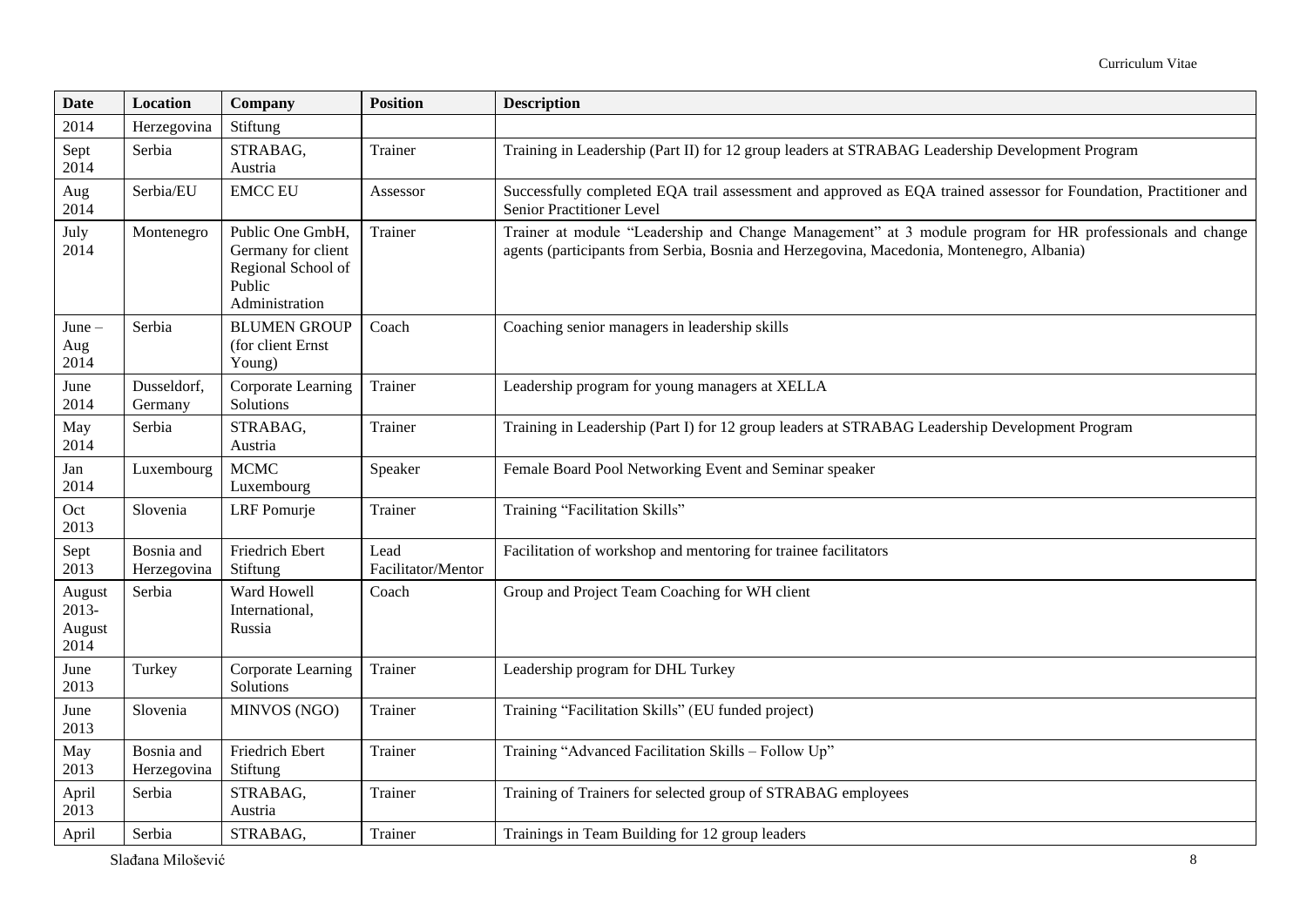| Date | Location | Company | Position | Description |
|---|---|---|---|---|
| 2014 | Herzegovina | Stiftung | | |
| Sept 2014 | Serbia | STRABAG, Austria | Trainer | Training in Leadership (Part II) for 12 group leaders at STRABAG Leadership Development Program |
| Aug 2014 | Serbia/EU | EMCC EU | Assessor | Successfully completed EQA trail assessment and approved as EQA trained assessor for Foundation, Practitioner and Senior Practitioner Level |
| July 2014 | Montenegro | Public One GmbH, Germany for client Regional School of Public Administration | Trainer | Trainer at module "Leadership and Change Management" at 3 module program for HR professionals and change agents (participants from Serbia, Bosnia and Herzegovina, Macedonia, Montenegro, Albania) |
| June – Aug 2014 | Serbia | BLUMEN GROUP (for client Ernst Young) | Coach | Coaching senior managers in leadership skills |
| June 2014 | Dusseldorf, Germany | Corporate Learning Solutions | Trainer | Leadership program for young managers at XELLA |
| May 2014 | Serbia | STRABAG, Austria | Trainer | Training in Leadership (Part I) for 12 group leaders at STRABAG Leadership Development Program |
| Jan 2014 | Luxembourg | MCMC Luxembourg | Speaker | Female Board Pool Networking Event and Seminar speaker |
| Oct 2013 | Slovenia | LRF Pomurje | Trainer | Training "Facilitation Skills" |
| Sept 2013 | Bosnia and Herzegovina | Friedrich Ebert Stiftung | Lead Facilitator/Mentor | Facilitation of workshop and mentoring for trainee facilitators |
| August 2013-August 2014 | Serbia | Ward Howell International, Russia | Coach | Group and Project Team Coaching for WH client |
| June 2013 | Turkey | Corporate Learning Solutions | Trainer | Leadership program for DHL Turkey |
| June 2013 | Slovenia | MINVOS (NGO) | Trainer | Training "Facilitation Skills" (EU funded project) |
| May 2013 | Bosnia and Herzegovina | Friedrich Ebert Stiftung | Trainer | Training "Advanced Facilitation Skills – Follow Up" |
| April 2013 | Serbia | STRABAG, Austria | Trainer | Training of Trainers for selected group of STRABAG employees |
| April | Serbia | STRABAG, | Trainer | Trainings in Team Building for 12 group leaders |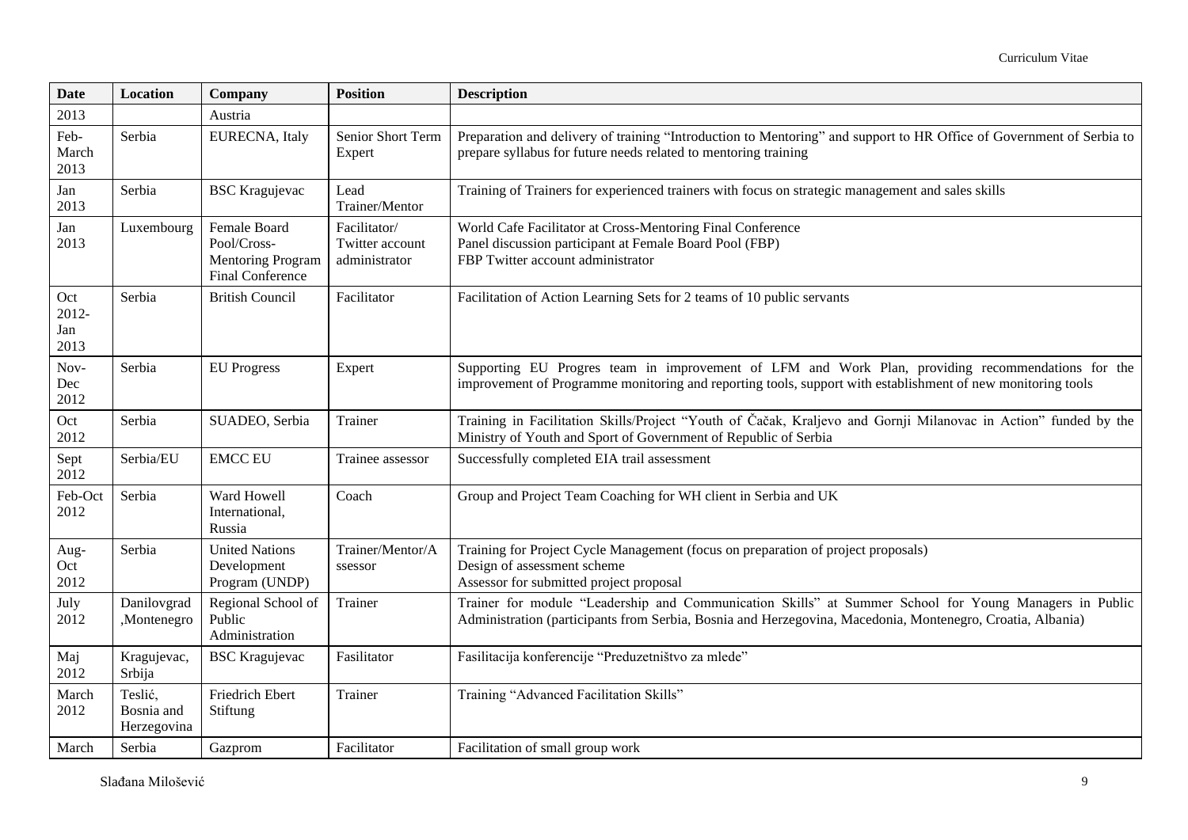| Date | Location | Company | Position | Description |
|---|---|---|---|---|
| 2013 | | Austria | | |
| Feb-March 2013 | Serbia | EURECNA, Italy | Senior Short Term Expert | Preparation and delivery of training "Introduction to Mentoring" and support to HR Office of Government of Serbia to prepare syllabus for future needs related to mentoring training |
| Jan 2013 | Serbia | BSC Kragujevac | Lead Trainer/Mentor | Training of Trainers for experienced trainers with focus on strategic management and sales skills |
| Jan 2013 | Luxembourg | Female Board Pool/Cross-Mentoring Program Final Conference | Facilitator/ Twitter account administrator | World Cafe Facilitator at Cross-Mentoring Final Conference<br>Panel discussion participant at Female Board Pool (FBP)<br>FBP Twitter account administrator |
| Oct 2012-Jan 2013 | Serbia | British Council | Facilitator | Facilitation of Action Learning Sets for 2 teams of 10 public servants |
| Nov-Dec 2012 | Serbia | EU Progress | Expert | Supporting EU Progres team in improvement of LFM and Work Plan, providing recommendations for the improvement of Programme monitoring and reporting tools, support with establishment of new monitoring tools |
| Oct 2012 | Serbia | SUADEO, Serbia | Trainer | Training in Facilitation Skills/Project "Youth of Čačak, Kraljevo and Gornji Milanovac in Action" funded by the Ministry of Youth and Sport of Government of Republic of Serbia |
| Sept 2012 | Serbia/EU | EMCC EU | Trainee assessor | Successfully completed EIA trail assessment |
| Feb-Oct 2012 | Serbia | Ward Howell International, Russia | Coach | Group and Project Team Coaching for WH client in Serbia and UK |
| Aug-Oct 2012 | Serbia | United Nations Development Program (UNDP) | Trainer/Mentor/Assessor | Training for Project Cycle Management (focus on preparation of project proposals)<br>Design of assessment scheme<br>Assessor for submitted project proposal |
| July 2012 | Danilovgrad ,Montenegro | Regional School of Public Administration | Trainer | Trainer for module "Leadership and Communication Skills" at Summer School for Young Managers in Public Administration (participants from Serbia, Bosnia and Herzegovina, Macedonia, Montenegro, Croatia, Albania) |
| Maj 2012 | Kragujevac, Srbija | BSC Kragujevac | Fasilitator | Fasilitacija konferencije "Preduzetništvo za mlede" |
| March 2012 | Teslić, Bosnia and Herzegovina | Friedrich Ebert Stiftung | Trainer | Training "Advanced Facilitation Skills" |
| March | Serbia | Gazprom | Facilitator | Facilitation of small group work |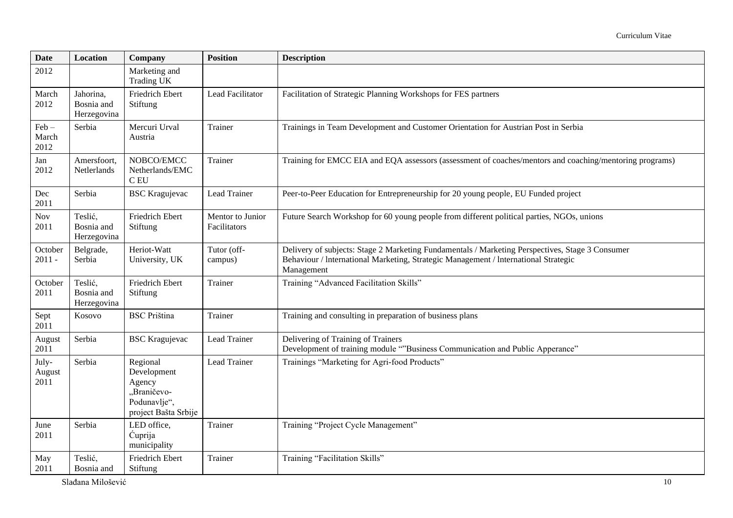| Date | Location | Company | Position | Description |
|---|---|---|---|---|
| 2012 | | Marketing and Trading UK | | |
| March 2012 | Jahorina, Bosnia and Herzegovina | Friedrich Ebert Stiftung | Lead Facilitator | Facilitation of Strategic Planning Workshops for FES partners |
| Feb – March 2012 | Serbia | Mercuri Urval Austria | Trainer | Trainings in Team Development and Customer Orientation for Austrian Post in Serbia |
| Jan 2012 | Amersfoort, Netlerlands | NOBCO/EMCC Netherlands/EMC C EU | Trainer | Training for EMCC EIA and EQA assessors (assessment of coaches/mentors and coaching/mentoring programs) |
| Dec 2011 | Serbia | BSC Kragujevac | Lead Trainer | Peer-to-Peer Education for Entrepreneurship for 20 young people, EU Funded project |
| Nov 2011 | Teslić, Bosnia and Herzegovina | Friedrich Ebert Stiftung | Mentor to Junior Facilitators | Future Search Workshop for 60 young people from different political parties, NGOs, unions |
| October 2011 - | Belgrade, Serbia | Heriot-Watt University, UK | Tutor (off-campus) | Delivery of subjects: Stage 2 Marketing Fundamentals / Marketing Perspectives, Stage 3 Consumer Behaviour / lnternational Marketing, Strategic Management / lnternational Strategic Management |
| October 2011 | Teslić, Bosnia and Herzegovina | Friedrich Ebert Stiftung | Trainer | Training “Advanced Facilitation Skills” |
| Sept 2011 | Kosovo | BSC Priština | Trainer | Training and consulting in preparation of business plans |
| August 2011 | Serbia | BSC Kragujevac | Lead Trainer | Delivering of Training of Trainers<br>Development of training module “”Business Communication and Public Apperance” |
| July-August 2011 | Serbia | Regional Development Agency „Braničevo-Podunavlje“, project Bašta Srbije | Lead Trainer | Trainings “Marketing for Agri-food Products” |
| June 2011 | Serbia | LED office, Ćuprija municipality | Trainer | Training “Project Cycle Management” |
| May 2011 | Teslić, Bosnia and | Friedrich Ebert Stiftung | Trainer | Training “Facilitation Skills” |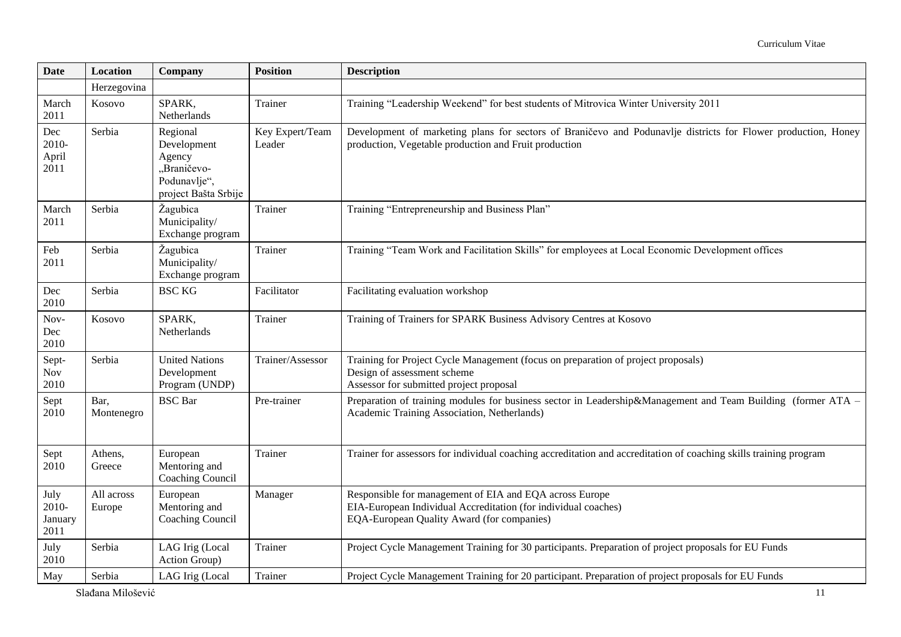| Date | Location | Company | Position | Description |
|---|---|---|---|---|
| | Herzegovina | | | |
| March 2011 | Kosovo | SPARK, Netherlands | Trainer | Training "Leadership Weekend" for best students of Mitrovica Winter University 2011 |
| Dec 2010- April 2011 | Serbia | Regional Development Agency „Braničevo-Podunavlje", project Bašta Srbije | Key Expert/Team Leader | Development of marketing plans for sectors of Braničevo and Podunavlje districts for Flower production, Honey production, Vegetable production and Fruit production |
| March 2011 | Serbia | Žagubica Municipality/ Exchange program | Trainer | Training "Entrepreneurship and Business Plan" |
| Feb 2011 | Serbia | Žagubica Municipality/ Exchange program | Trainer | Training "Team Work and Facilitation Skills" for employees at Local Economic Development offices |
| Dec 2010 | Serbia | BSC KG | Facilitator | Facilitating evaluation workshop |
| Nov-Dec 2010 | Kosovo | SPARK, Netherlands | Trainer | Training of Trainers for SPARK Business Advisory Centres at Kosovo |
| Sept-Nov 2010 | Serbia | United Nations Development Program (UNDP) | Trainer/Assessor | Training for Project Cycle Management (focus on preparation of project proposals)<br>Design of assessment scheme<br>Assessor for submitted project proposal |
| Sept 2010 | Bar, Montenegro | BSC Bar | Pre-trainer | Preparation of training modules for business sector in Leadership&Management and Team Building (former ATA – Academic Training Association, Netherlands) |
| Sept 2010 | Athens, Greece | European Mentoring and Coaching Council | Trainer | Trainer for assessors for individual coaching accreditation and accreditation of coaching skills training program |
| July 2010- January 2011 | All across Europe | European Mentoring and Coaching Council | Manager | Responsible for management of EIA and EQA across Europe<br>EIA-European Individual Accreditation (for individual coaches)<br>EQA-European Quality Award (for companies) |
| July 2010 | Serbia | LAG Irig (Local Action Group) | Trainer | Project Cycle Management Training for 30 participants. Preparation of project proposals for EU Funds |
| May | Serbia | LAG Irig (Local | Trainer | Project Cycle Management Training for 20 participant. Preparation of project proposals for EU Funds |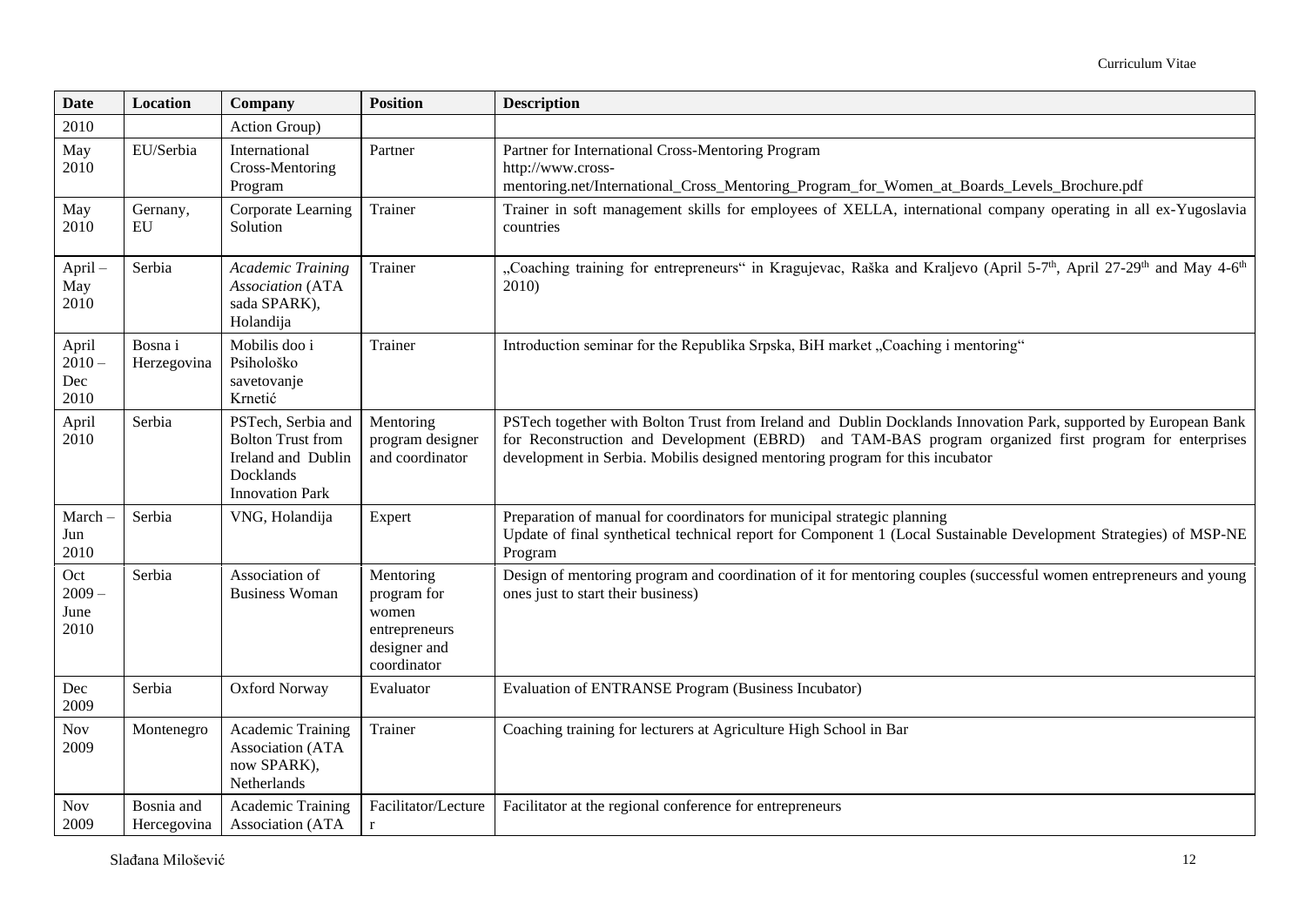| Date | Location | Company | Position | Description |
|---|---|---|---|---|
| 2010 | | Action Group) | | |
| May 2010 | EU/Serbia | International Cross-Mentoring Program | Partner | Partner for International Cross-Mentoring Program http://www.cross-mentoring.net/International_Cross_Mentoring_Program_for_Women_at_Boards_Levels_Brochure.pdf |
| May 2010 | Gernany, EU | Corporate Learning Solution | Trainer | Trainer in soft management skills for employees of XELLA, international company operating in all ex-Yugoslavia countries |
| April – May 2010 | Serbia | *Academic Training Association* (ATA sada SPARK), Holandija | Trainer | „Coaching training for entrepreneurs" in Kragujevac, Raška and Kraljevo (April 5-7th, April 27-29th and May 4-6th 2010) |
| April 2010 – Dec 2010 | Bosna i Herzegovina | Mobilis doo i Psihološko savetovanje Krnetić | Trainer | Introduction seminar for the Republika Srpska, BiH market „Coaching i mentoring" |
| April 2010 | Serbia | PSTech, Serbia and Bolton Trust from Ireland and Dublin Docklands Innovation Park | Mentoring program designer and coordinator | PSTech together with Bolton Trust from Ireland and Dublin Docklands Innovation Park, supported by European Bank for Reconstruction and Development (EBRD) and TAM-BAS program organized first program for enterprises development in Serbia. Mobilis designed mentoring program for this incubator |
| March – Jun 2010 | Serbia | VNG, Holandija | Expert | Preparation of manual for coordinators for municipal strategic planning<br>Update of final synthetical technical report for Component 1 (Local Sustainable Development Strategies) of MSP-NE Program |
| Oct 2009 – June 2010 | Serbia | Association of Business Woman | Mentoring program for women entrepreneurs designer and coordinator | Design of mentoring program and coordination of it for mentoring couples (successful women entrepreneurs and young ones just to start their business) |
| Dec 2009 | Serbia | Oxford Norway | Evaluator | Evaluation of ENTRANSE Program (Business Incubator) |
| Nov 2009 | Montenegro | Academic Training Association (ATA now SPARK), Netherlands | Trainer | Coaching training for lecturers at Agriculture High School in Bar |
| Nov 2009 | Bosnia and Hercegovina | Academic Training Association (ATA | Facilitator/Lecturer | Facilitator at the regional conference for entrepreneurs |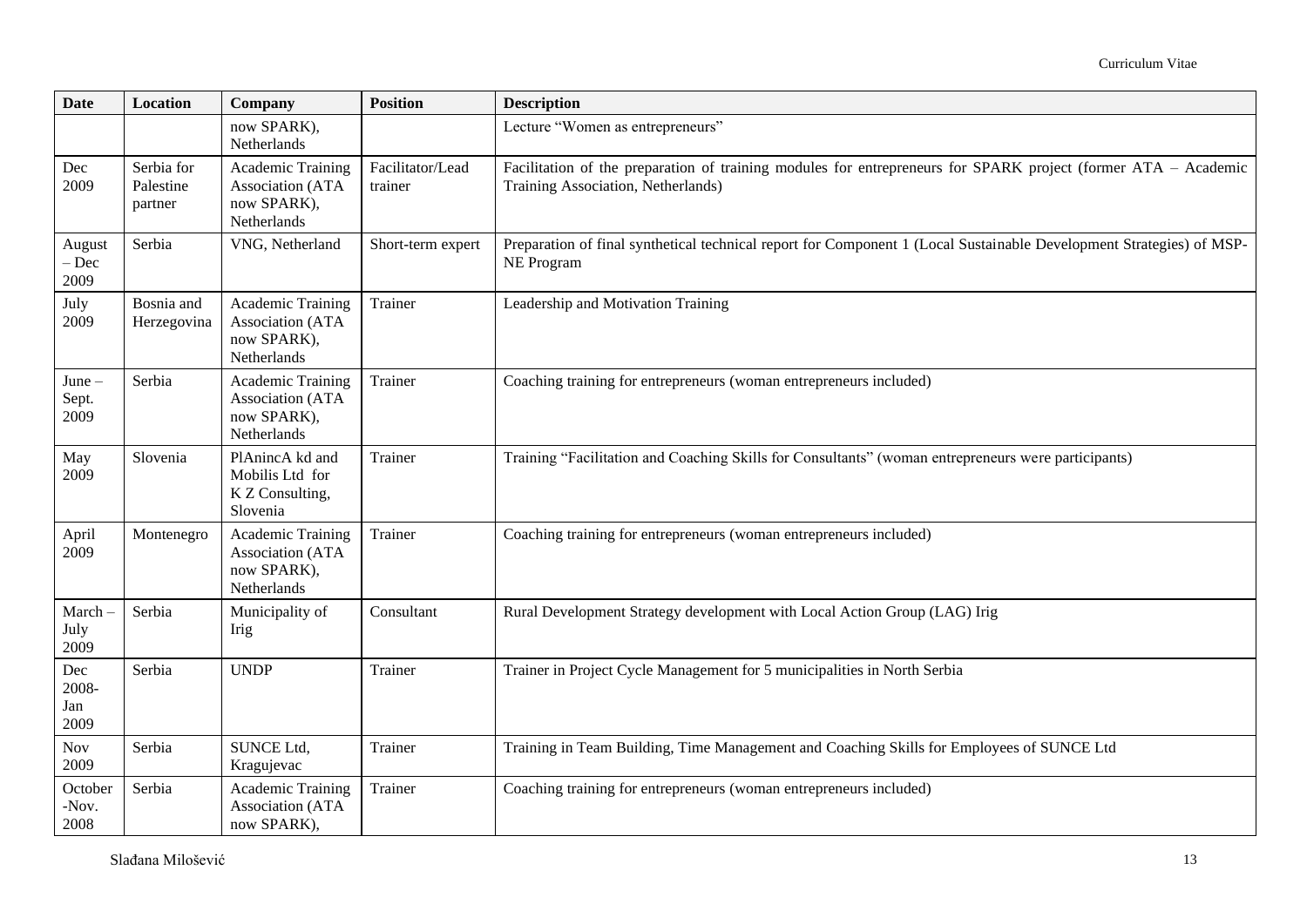| Date | Location | Company | Position | Description |
|---|---|---|---|---|
| | | now SPARK), Netherlands | | Lecture "Women as entrepreneurs" |
| Dec 2009 | Serbia for Palestine partner | Academic Training Association (ATA now SPARK), Netherlands | Facilitator/Lead trainer | Facilitation of the preparation of training modules for entrepreneurs for SPARK project (former ATA – Academic Training Association, Netherlands) |
| August – Dec 2009 | Serbia | VNG, Netherland | Short-term expert | Preparation of final synthetical technical report for Component 1 (Local Sustainable Development Strategies) of MSP-NE Program |
| July 2009 | Bosnia and Herzegovina | Academic Training Association (ATA now SPARK), Netherlands | Trainer | Leadership and Motivation Training |
| June – Sept. 2009 | Serbia | Academic Training Association (ATA now SPARK), Netherlands | Trainer | Coaching training for entrepreneurs (woman entrepreneurs included) |
| May 2009 | Slovenia | PlAnincA kd and Mobilis Ltd for K Z Consulting, Slovenia | Trainer | Training "Facilitation and Coaching Skills for Consultants" (woman entrepreneurs were participants) |
| April 2009 | Montenegro | Academic Training Association (ATA now SPARK), Netherlands | Trainer | Coaching training for entrepreneurs (woman entrepreneurs included) |
| March – July 2009 | Serbia | Municipality of Irig | Consultant | Rural Development Strategy development with Local Action Group (LAG) Irig |
| Dec 2008- Jan 2009 | Serbia | UNDP | Trainer | Trainer in Project Cycle Management for 5 municipalities in North Serbia |
| Nov 2009 | Serbia | SUNCE Ltd, Kragujevac | Trainer | Training in Team Building, Time Management and Coaching Skills for Employees of SUNCE Ltd |
| October -Nov. 2008 | Serbia | Academic Training Association (ATA now SPARK), | Trainer | Coaching training for entrepreneurs (woman entrepreneurs included) |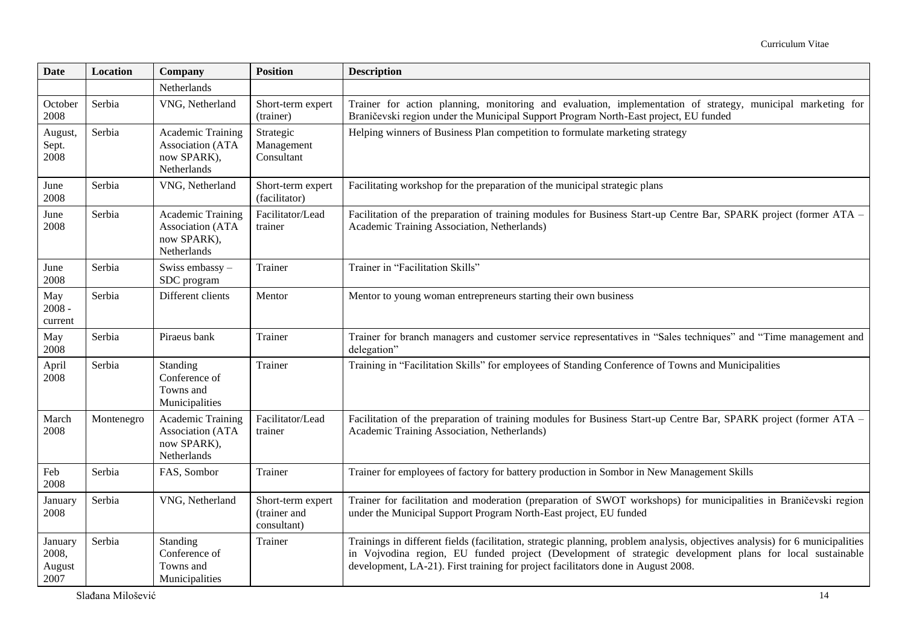| Date | Location | Company | Position | Description |
|---|---|---|---|---|
| | | Netherlands | | |
| October 2008 | Serbia | VNG, Netherland | Short-term expert (trainer) | Trainer for action planning, monitoring and evaluation, implementation of strategy, municipal marketing for Braničevski region under the Municipal Support Program North-East project, EU funded |
| August, Sept. 2008 | Serbia | Academic Training Association (ATA now SPARK), Netherlands | Strategic Management Consultant | Helping winners of Business Plan competition to formulate marketing strategy |
| June 2008 | Serbia | VNG, Netherland | Short-term expert (facilitator) | Facilitating workshop for the preparation of the municipal strategic plans |
| June 2008 | Serbia | Academic Training Association (ATA now SPARK), Netherlands | Facilitator/Lead trainer | Facilitation of the preparation of training modules for Business Start-up Centre Bar, SPARK project (former ATA – Academic Training Association, Netherlands) |
| June 2008 | Serbia | Swiss embassy – SDC program | Trainer | Trainer in "Facilitation Skills" |
| May 2008 - current | Serbia | Different clients | Mentor | Mentor to young woman entrepreneurs starting their own business |
| May 2008 | Serbia | Piraeus bank | Trainer | Trainer for branch managers and customer service representatives in "Sales techniques" and "Time management and delegation" |
| April 2008 | Serbia | Standing Conference of Towns and Municipalities | Trainer | Training in "Facilitation Skills" for employees of Standing Conference of Towns and Municipalities |
| March 2008 | Montenegro | Academic Training Association (ATA now SPARK), Netherlands | Facilitator/Lead trainer | Facilitation of the preparation of training modules for Business Start-up Centre Bar, SPARK project (former ATA – Academic Training Association, Netherlands) |
| Feb 2008 | Serbia | FAS, Sombor | Trainer | Trainer for employees of factory for battery production in Sombor in New Management Skills |
| January 2008 | Serbia | VNG, Netherland | Short-term expert (trainer and consultant) | Trainer for facilitation and moderation (preparation of SWOT workshops) for municipalities in Braničevski region under the Municipal Support Program North-East project, EU funded |
| January 2008, August 2007 | Serbia | Standing Conference of Towns and Municipalities | Trainer | Trainings in different fields (facilitation, strategic planning, problem analysis, objectives analysis) for 6 municipalities in Vojvodina region, EU funded project (Development of strategic development plans for local sustainable development, LA-21). First training for project facilitators done in August 2008. |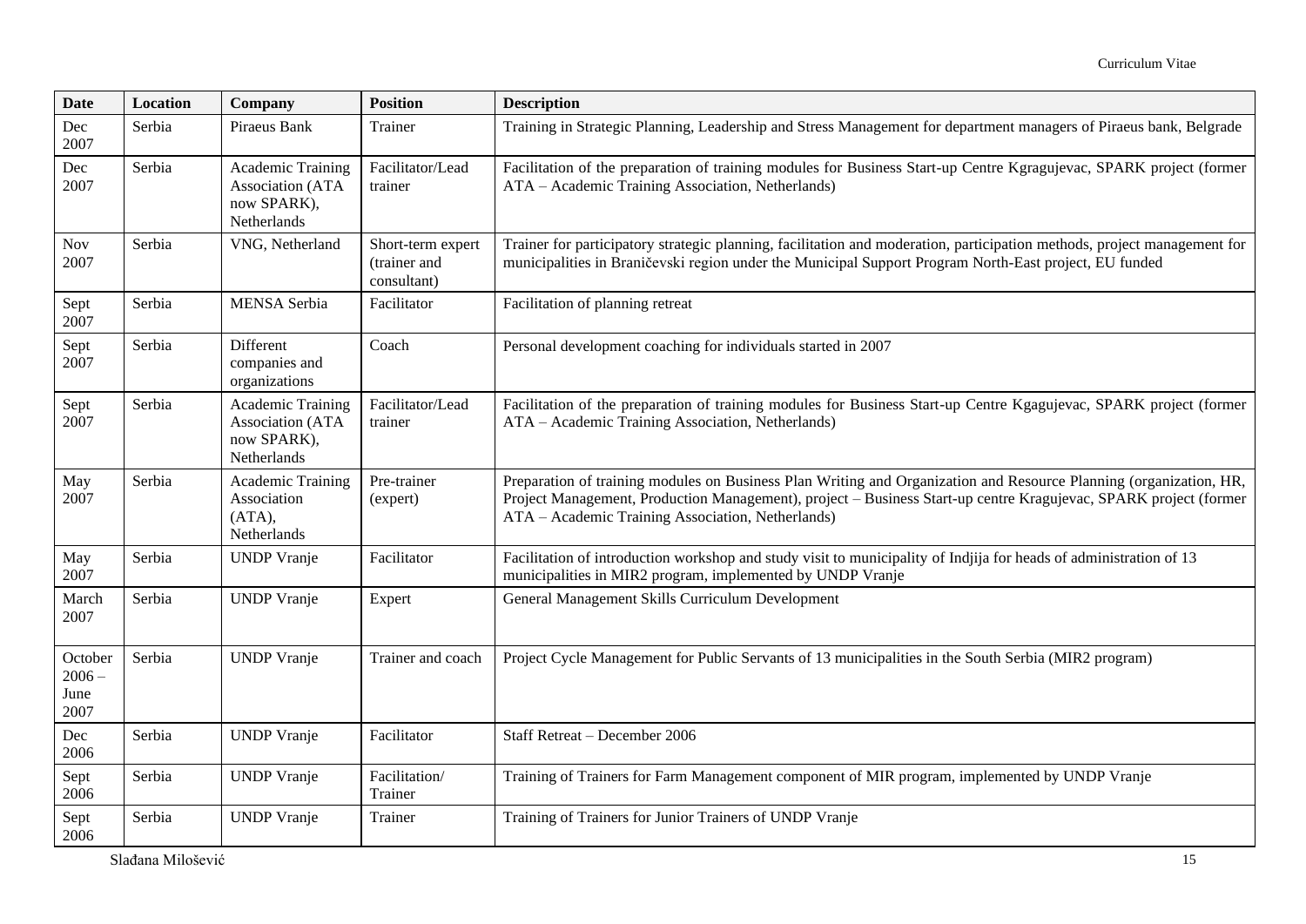| Date | Location | Company | Position | Description |
|---|---|---|---|---|
| Dec 2007 | Serbia | Piraeus Bank | Trainer | Training in Strategic Planning, Leadership and Stress Management for department managers of Piraeus bank, Belgrade |
| Dec 2007 | Serbia | Academic Training Association (ATA now SPARK), Netherlands | Facilitator/Lead trainer | Facilitation of the preparation of training modules for Business Start-up Centre Kgragujevac, SPARK project (former ATA – Academic Training Association, Netherlands) |
| Nov 2007 | Serbia | VNG, Netherland | Short-term expert (trainer and consultant) | Trainer for participatory strategic planning, facilitation and moderation, participation methods, project management for municipalities in Braničevski region under the Municipal Support Program North-East project, EU funded |
| Sept 2007 | Serbia | MENSA Serbia | Facilitator | Facilitation of planning retreat |
| Sept 2007 | Serbia | Different companies and organizations | Coach | Personal development coaching for individuals started in 2007 |
| Sept 2007 | Serbia | Academic Training Association (ATA now SPARK), Netherlands | Facilitator/Lead trainer | Facilitation of the preparation of training modules for Business Start-up Centre Kgagujevac, SPARK project (former ATA – Academic Training Association, Netherlands) |
| May 2007 | Serbia | Academic Training Association (ATA), Netherlands | Pre-trainer (expert) | Preparation of training modules on Business Plan Writing and Organization and Resource Planning (organization, HR, Project Management, Production Management), project – Business Start-up centre Kragujevac, SPARK project (former ATA – Academic Training Association, Netherlands) |
| May 2007 | Serbia | UNDP Vranje | Facilitator | Facilitation of introduction workshop and study visit to municipality of Indjija for heads of administration of 13 municipalities in MIR2 program, implemented by UNDP Vranje |
| March 2007 | Serbia | UNDP Vranje | Expert | General Management Skills Curriculum Development |
| October 2006 – June 2007 | Serbia | UNDP Vranje | Trainer and coach | Project Cycle Management for Public Servants of 13 municipalities in the South Serbia (MIR2 program) |
| Dec 2006 | Serbia | UNDP Vranje | Facilitator | Staff Retreat – December 2006 |
| Sept 2006 | Serbia | UNDP Vranje | Facilitation/ Trainer | Training of Trainers for Farm Management component of MIR program, implemented by UNDP Vranje |
| Sept 2006 | Serbia | UNDP Vranje | Trainer | Training of Trainers for Junior Trainers of UNDP Vranje |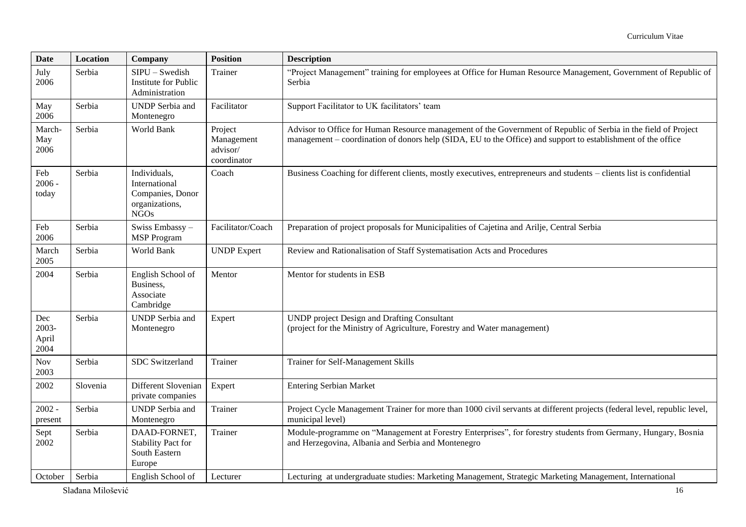| Date | Location | Company | Position | Description |
|---|---|---|---|---|
| July 2006 | Serbia | SIPU – Swedish Institute for Public Administration | Trainer | "Project Management" training for employees at Office for Human Resource Management, Government of Republic of Serbia |
| May 2006 | Serbia | UNDP Serbia and Montenegro | Facilitator | Support Facilitator to UK facilitators' team |
| March-May 2006 | Serbia | World Bank | Project Management advisor/ coordinator | Advisor to Office for Human Resource management of the Government of Republic of Serbia in the field of Project management – coordination of donors help (SIDA, EU to the Office) and support to establishment of the office |
| Feb 2006 - today | Serbia | Individuals, International Companies, Donor organizations, NGOs | Coach | Business Coaching for different clients, mostly executives, entrepreneurs and students – clients list is confidential |
| Feb 2006 | Serbia | Swiss Embassy – MSP Program | Facilitator/Coach | Preparation of project proposals for Municipalities of Cajetina and Arilje, Central Serbia |
| March 2005 | Serbia | World Bank | UNDP Expert | Review and Rationalisation of Staff Systematisation Acts and Procedures |
| 2004 | Serbia | English School of Business, Associate Cambridge | Mentor | Mentor for students in ESB |
| Dec 2003- April 2004 | Serbia | UNDP Serbia and Montenegro | Expert | UNDP project Design and Drafting Consultant (project for the Ministry of Agriculture, Forestry and Water management) |
| Nov 2003 | Serbia | SDC Switzerland | Trainer | Trainer for Self-Management Skills |
| 2002 | Slovenia | Different Slovenian private companies | Expert | Entering Serbian Market |
| 2002 - present | Serbia | UNDP Serbia and Montenegro | Trainer | Project Cycle Management Trainer for more than 1000 civil servants at different projects (federal level, republic level, municipal level) |
| Sept 2002 | Serbia | DAAD-FORNET, Stability Pact for South Eastern Europe | Trainer | Module-programme on "Management at Forestry Enterprises", for forestry students from Germany, Hungary, Bosnia and Herzegovina, Albania and Serbia and Montenegro |
| October | Serbia | English School of | Lecturer | Lecturing at undergraduate studies: Marketing Management, Strategic Marketing Management, International |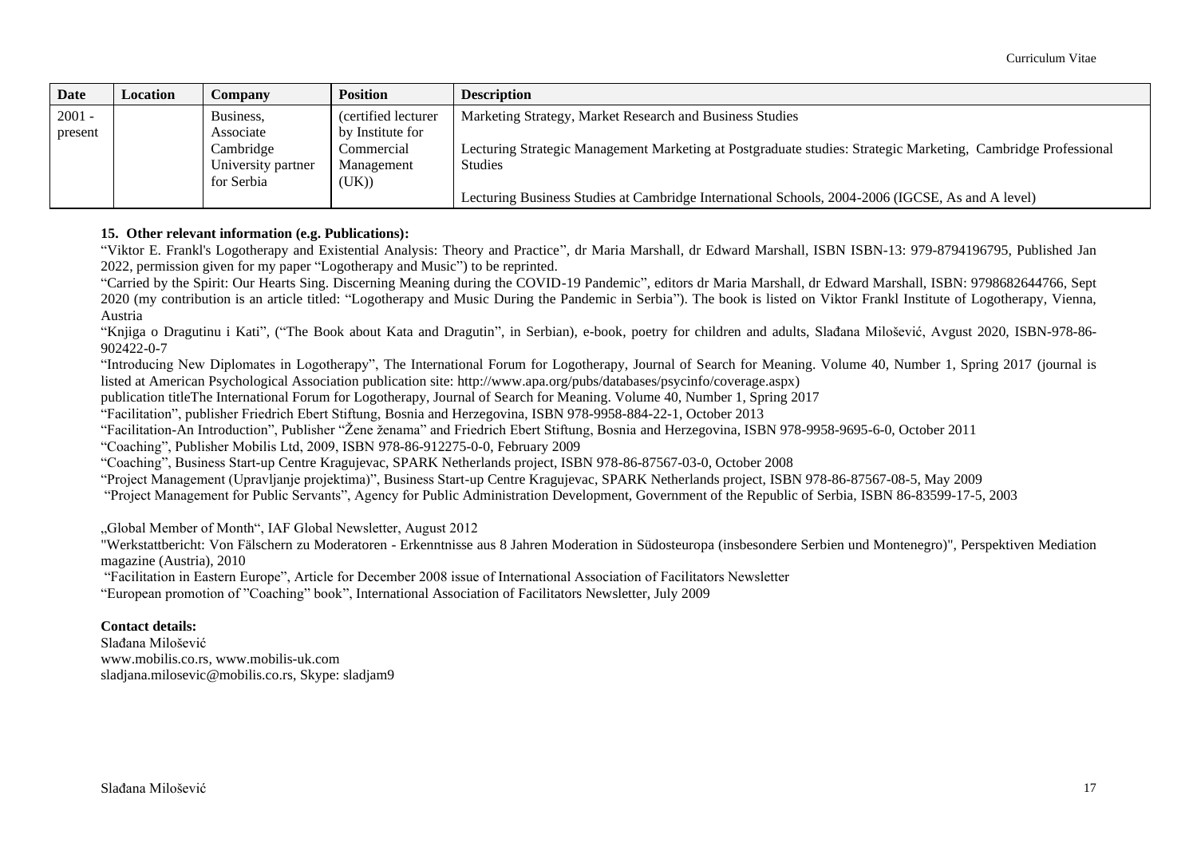| Date | Location | Company | Position | Description |
|---|---|---|---|---|
| 2001 - present | | Business, Associate Cambridge University partner for Serbia | (certified lecturer by Institute for Commercial Management (UK)) | Marketing Strategy, Market Research and Business Studies<br><br>Lecturing Strategic Management Marketing at Postgraduate studies: Strategic Marketing, Cambridge Professional Studies<br><br>Lecturing Business Studies at Cambridge International Schools, 2004-2006 (IGCSE, As and A level) |

**15. Other relevant information (e.g. Publications):**

"Viktor E. Frankl's Logotherapy and Existential Analysis: Theory and Practice", dr Maria Marshall, dr Edward Marshall, ISBN ISBN-13: 979-8794196795, Published Jan 2022, permission given for my paper "Logotherapy and Music") to be reprinted.

"Carried by the Spirit: Our Hearts Sing. Discerning Meaning during the COVID-19 Pandemic", editors dr Maria Marshall, dr Edward Marshall, ISBN: 9798682644766, Sept 2020 (my contribution is an article titled: "Logotherapy and Music During the Pandemic in Serbia"). The book is listed on Viktor Frankl Institute of Logotherapy, Vienna, Austria

"Knjiga o Dragutinu i Kati", ("The Book about Kata and Dragutin", in Serbian), e-book, poetry for children and adults, Slađana Milošević, Avgust 2020, ISBN-978-86-902422-0-7

"Introducing New Diplomates in Logotherapy", The International Forum for Logotherapy, Journal of Search for Meaning. Volume 40, Number 1, Spring 2017 (journal is listed at American Psychological Association publication site: http://www.apa.org/pubs/databases/psycinfo/coverage.aspx)

publication titleThe International Forum for Logotherapy, Journal of Search for Meaning. Volume 40, Number 1, Spring 2017

"Facilitation", publisher Friedrich Ebert Stiftung, Bosnia and Herzegovina, ISBN 978-9958-884-22-1, October 2013

"Facilitation-An Introduction", Publisher "Žene ženama" and Friedrich Ebert Stiftung, Bosnia and Herzegovina, ISBN 978-9958-9695-6-0, October 2011

"Coaching", Publisher Mobilis Ltd, 2009, ISBN 978-86-912275-0-0, February 2009

"Coaching", Business Start-up Centre Kragujevac, SPARK Netherlands project, ISBN 978-86-87567-03-0, October 2008

"Project Management (Upravljanje projektima)", Business Start-up Centre Kragujevac, SPARK Netherlands project, ISBN 978-86-87567-08-5, May 2009

"Project Management for Public Servants", Agency for Public Administration Development, Government of the Republic of Serbia, ISBN 86-83599-17-5, 2003

„Global Member of Month", IAF Global Newsletter, August 2012

"Werkstattbericht: Von Fälschern zu Moderatoren - Erkenntnisse aus 8 Jahren Moderation in Südosteuropa (insbesondere Serbien und Montenegro)", Perspektiven Mediation magazine (Austria), 2010

"Facilitation in Eastern Europe", Article for December 2008 issue of International Association of Facilitators Newsletter

"European promotion of "Coaching" book", International Association of Facilitators Newsletter, July 2009

**Contact details:**

Slađana Milošević
www.mobilis.co.rs, www.mobilis-uk.com
sladjana.milosevic@mobilis.co.rs, Skype: sladjam9